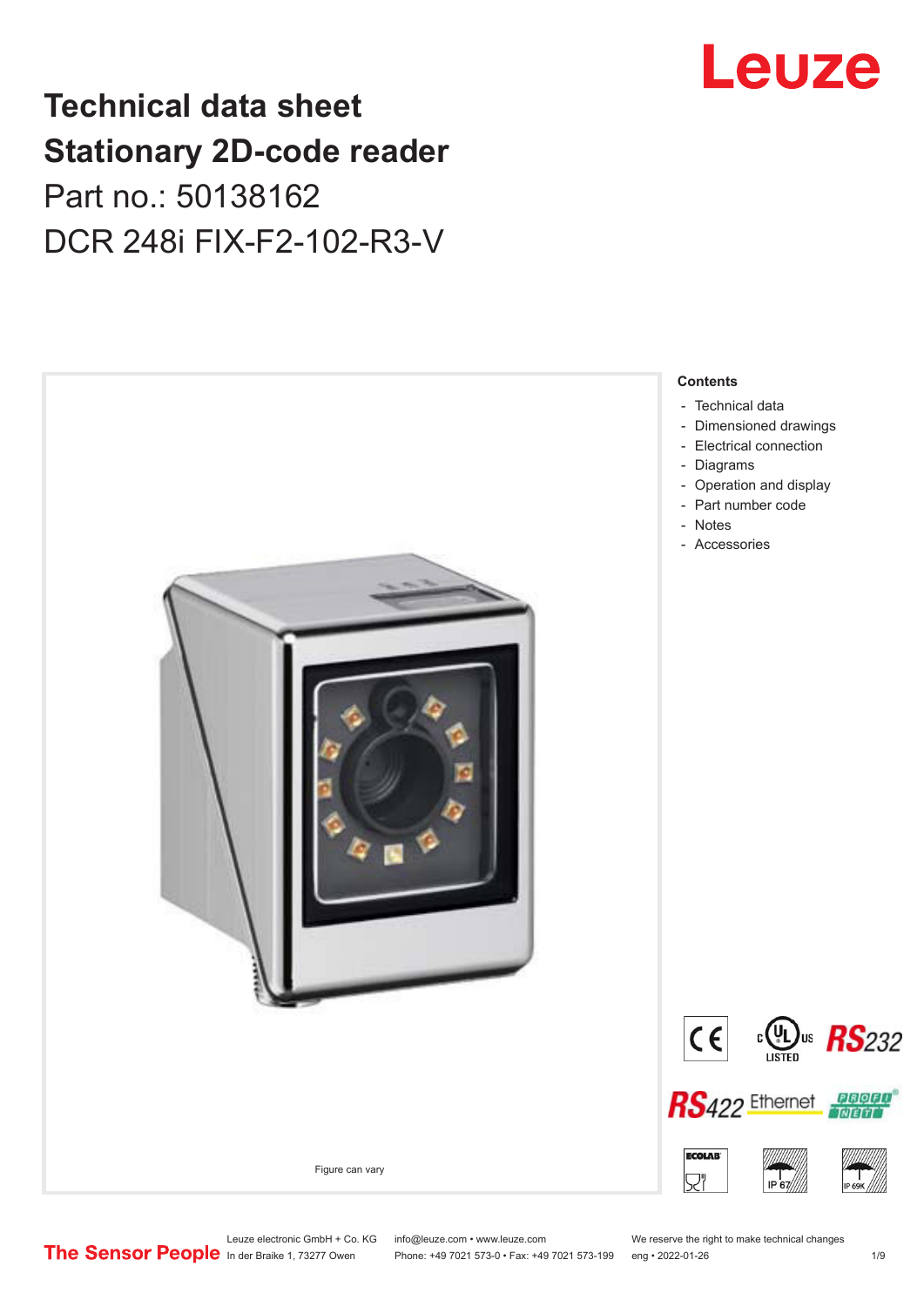# Technical data sheet
# Stationary 2D-code reader

Part no.: 50138162

DCR 248i FIX-F2-102-R3-V

Figure can vary

**Contents**

- Technical data
- Dimensioned drawings
- Electrical connection
- Diagrams
- Operation and display
- Part number code
- Notes
- Accessories

Leuze electronic GmbH + Co. KG
In der Braike 1, 73277 Owen

info@leuze.com • www.leuze.com
Phone: +49 7021 573-0 • Fax: +49 7021 573-199

We reserve the right to make technical changes
eng • 2022-01-26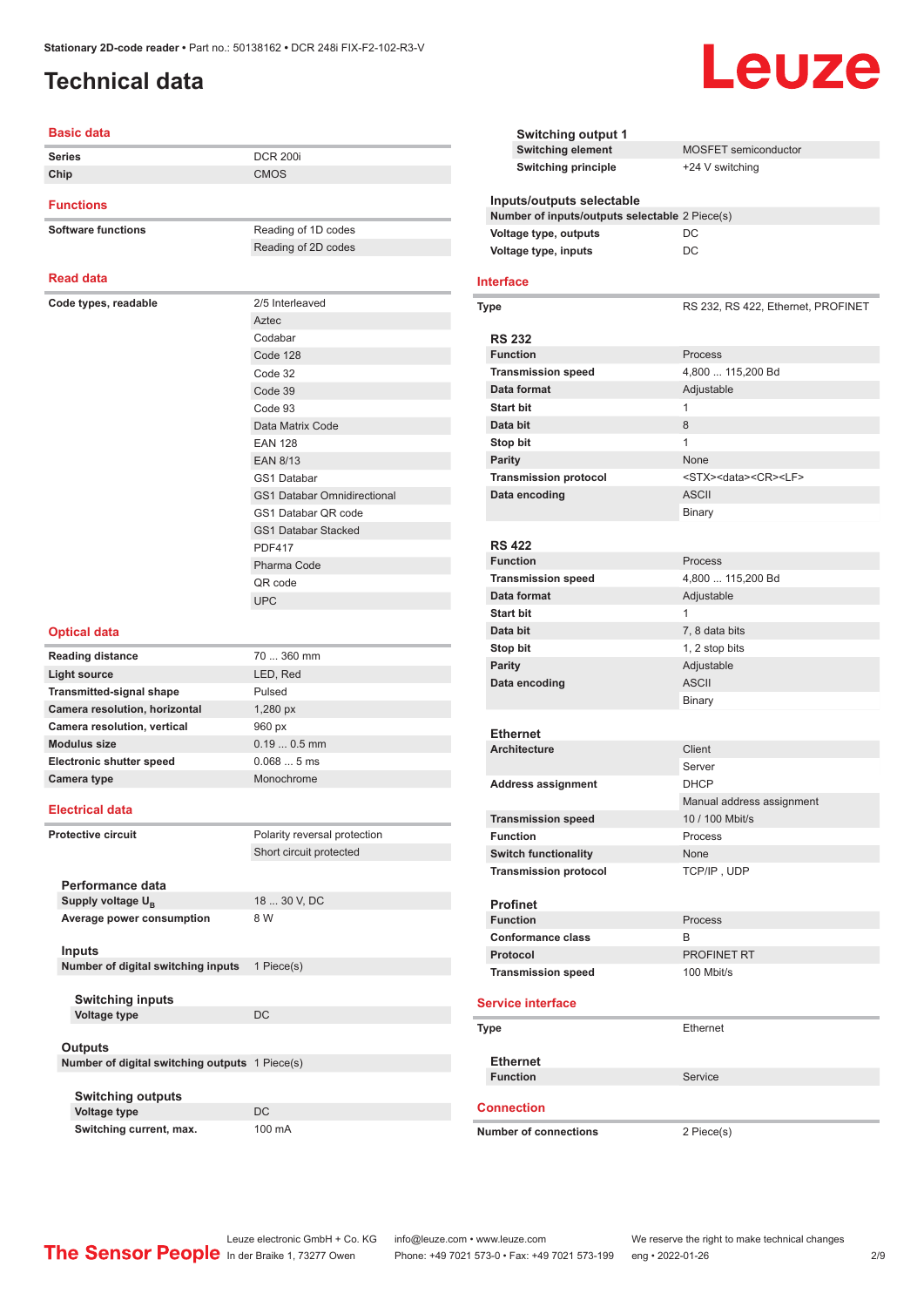# Technical data

## Basic data

| | |
|---|---|
| Series | DCR 200i |
| Chip | CMOS |

## Functions

| | |
|---|---|
| Software functions | Reading of 1D codes |
| | Reading of 2D codes |

## Read data

| | |
|---|---|
| Code types, readable | 2/5 Interleaved |
| | Aztec |
| | Codabar |
| | Code 128 |
| | Code 32 |
| | Code 39 |
| | Code 93 |
| | Data Matrix Code |
| | EAN 128 |
| | EAN 8/13 |
| | GS1 Databar |
| | GS1 Databar Omnidirectional |
| | GS1 Databar QR code |
| | GS1 Databar Stacked |
| | PDF417 |
| | Pharma Code |
| | QR code |
| | UPC |

## Optical data

| | |
|---|---|
| Reading distance | 70 ... 360 mm |
| Light source | LED, Red |
| Transmitted-signal shape | Pulsed |
| Camera resolution, horizontal | 1,280 px |
| Camera resolution, vertical | 960 px |
| Modulus size | 0.19 ... 0.5 mm |
| Electronic shutter speed | 0.068 ... 5 ms |
| Camera type | Monochrome |

## Electrical data

| | |
|---|---|
| Protective circuit | Polarity reversal protection |
| | Short circuit protected |

### Performance data

| | |
|---|---|
| Supply voltage $U_B$ | 18 ... 30 V, DC |
| Average power consumption | 8 W |

### Inputs

| | |
|---|---|
| Number of digital switching inputs | 1 Piece(s) |

#### Switching inputs

| | |
|---|---|
| Voltage type | DC |

### Outputs

| | |
|---|---|
| Number of digital switching outputs | 1 Piece(s) |

#### Switching outputs

| | |
|---|---|
| Voltage type | DC |
| Switching current, max. | 100 mA |

#### Switching output 1

| | |
|---|---|
| Switching element | MOSFET semiconductor |
| Switching principle | +24 V switching |

### Inputs/outputs selectable

| | |
|---|---|
| Number of inputs/outputs selectable | 2 Piece(s) |
| Voltage type, outputs | DC |
| Voltage type, inputs | DC |

## Interface

| | |
|---|---|
| Type | RS 232, RS 422, Ethernet, PROFINET |

### RS 232

| | |
|---|---|
| Function | Process |
| Transmission speed | 4,800 ... 115,200 Bd |
| Data format | Adjustable |
| Start bit | 1 |
| Data bit | 8 |
| Stop bit | 1 |
| Parity | None |
| Transmission protocol | <STX><data><CR><LF> |
| Data encoding | ASCII |
| | Binary |

### RS 422

| | |
|---|---|
| Function | Process |
| Transmission speed | 4,800 ... 115,200 Bd |
| Data format | Adjustable |
| Start bit | 1 |
| Data bit | 7, 8 data bits |
| Stop bit | 1, 2 stop bits |
| Parity | Adjustable |
| Data encoding | ASCII |
| | Binary |

### Ethernet

| | |
|---|---|
| Architecture | Client |
| | Server |
| Address assignment | DHCP |
| | Manual address assignment |
| Transmission speed | 10 / 100 Mbit/s |
| Function | Process |
| Switch functionality | None |
| Transmission protocol | TCP/IP , UDP |

### Profinet

| | |
|---|---|
| Function | Process |
| Conformance class | B |
| Protocol | PROFINET RT |
| Transmission speed | 100 Mbit/s |

## Service interface

| | |
|---|---|
| Type | Ethernet |

### Ethernet

| | |
|---|---|
| Function | Service |

## Connection

| | |
|---|---|
| Number of connections | 2 Piece(s) |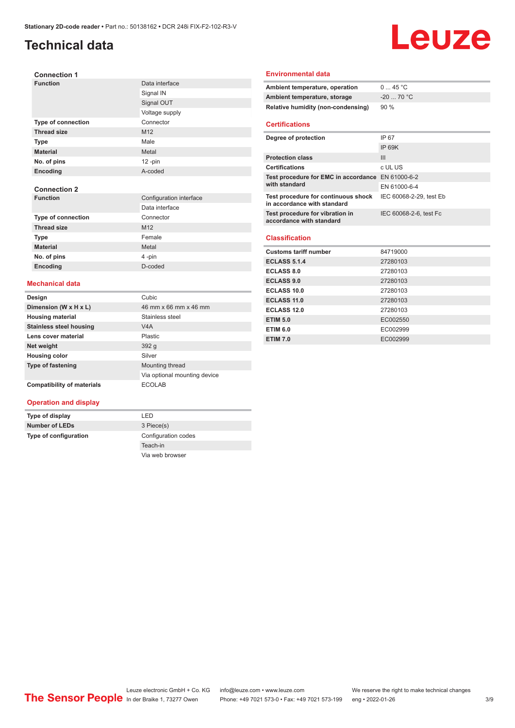# Technical data

### Connection 1

| | |
|---|---|
| **Function** | Data interface |
| | Signal IN |
| | Signal OUT |
| | Voltage supply |
| **Type of connection** | Connector |
| **Thread size** | M12 |
| **Type** | Male |
| **Material** | Metal |
| **No. of pins** | 12 -pin |
| **Encoding** | A-coded |

### Connection 2

| | |
|---|---|
| **Function** | Configuration interface |
| | Data interface |
| **Type of connection** | Connector |
| **Thread size** | M12 |
| **Type** | Female |
| **Material** | Metal |
| **No. of pins** | 4 -pin |
| **Encoding** | D-coded |

## Mechanical data

| | |
|---|---|
| **Design** | Cubic |
| **Dimension (W x H x L)** | 46 mm x 66 mm x 46 mm |
| **Housing material** | Stainless steel |
| **Stainless steel housing** | V4A |
| **Lens cover material** | Plastic |
| **Net weight** | 392 g |
| **Housing color** | Silver |
| **Type of fastening** | Mounting thread |
| | Via optional mounting device |
| **Compatibility of materials** | ECOLAB |

## Operation and display

| | |
|---|---|
| **Type of display** | LED |
| **Number of LEDs** | 3 Piece(s) |
| **Type of configuration** | Configuration codes |
| | Teach-in |
| | Via web browser |

## Environmental data

| | |
|---|---|
| **Ambient temperature, operation** | 0 ... 45 °C |
| **Ambient temperature, storage** | -20 ... 70 °C |
| **Relative humidity (non-condensing)** | 90 % |

## Certifications

| | |
|---|---|
| **Degree of protection** | IP 67 |
| | IP 69K |
| **Protection class** | III |
| **Certifications** | c UL US |
| **Test procedure for EMC in accordance with standard** | EN 61000-6-2 |
| | EN 61000-6-4 |
| **Test procedure for continuous shock in accordance with standard** | IEC 60068-2-29, test Eb |
| **Test procedure for vibration in accordance with standard** | IEC 60068-2-6, test Fc |

## Classification

| | |
|---|---|
| **Customs tariff number** | 84719000 |
| **ECLASS 5.1.4** | 27280103 |
| **ECLASS 8.0** | 27280103 |
| **ECLASS 9.0** | 27280103 |
| **ECLASS 10.0** | 27280103 |
| **ECLASS 11.0** | 27280103 |
| **ECLASS 12.0** | 27280103 |
| **ETIM 5.0** | EC002550 |
| **ETIM 6.0** | EC002999 |
| **ETIM 7.0** | EC002999 |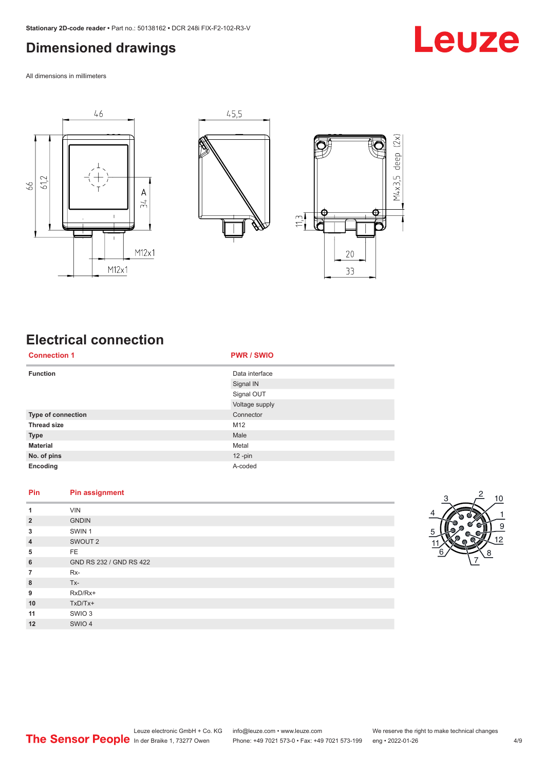## Dimensioned drawings

All dimensions in millimeters

## Electrical connection

| Connection 1 | PWR / SWIO |
|---|---|
| Function | Data interface |
| | Signal IN |
| | Signal OUT |
| | Voltage supply |
| Type of connection | Connector |
| Thread size | M12 |
| Type | Male |
| Material | Metal |
| No. of pins | 12 -pin |
| Encoding | A-coded |

| Pin | Pin assignment |
|---|---|
| 1 | VIN |
| 2 | GNDIN |
| 3 | SWIN 1 |
| 4 | SWOUT 2 |
| 5 | FE |
| 6 | GND RS 232 / GND RS 422 |
| 7 | Rx- |
| 8 | Tx- |
| 9 | RxD/Rx+ |
| 10 | TxD/Tx+ |
| 11 | SWIO 3 |
| 12 | SWIO 4 |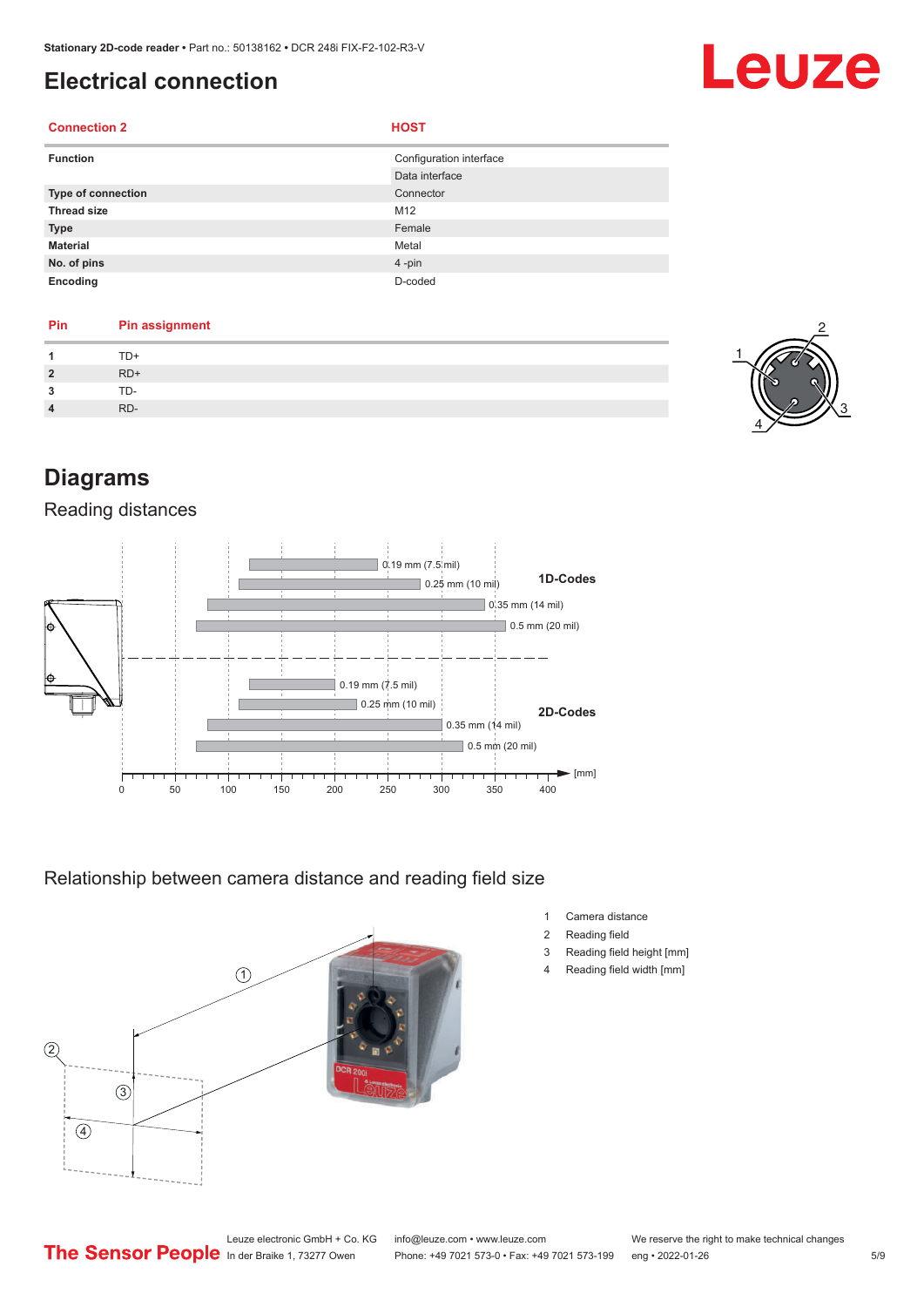# Electrical connection

| Connection 2 | HOST |
| --- | --- |
| Function | Configuration interface |
| | Data interface |
| Type of connection | Connector |
| Thread size | M12 |
| Type | Female |
| Material | Metal |
| No. of pins | 4 -pin |
| Encoding | D-coded |

| Pin | Pin assignment |
| --- | --- |
| 1 | TD+ |
| 2 | RD+ |
| 3 | TD- |
| 4 | RD- |

# Diagrams

## Reading distances

1D-Codes
- 0.19 mm (7.5 mil)
- 0.25 mm (10 mil)
- 0.35 mm (14 mil)
- 0.5 mm (20 mil)

2D-Codes
- 0.19 mm (7.5 mil)
- 0.25 mm (10 mil)
- 0.35 mm (14 mil)
- 0.5 mm (20 mil)

[mm]: 0, 50, 100, 150, 200, 250, 300, 350, 400

## Relationship between camera distance and reading field size

1. Camera distance
2. Reading field
3. Reading field height [mm]
4. Reading field width [mm]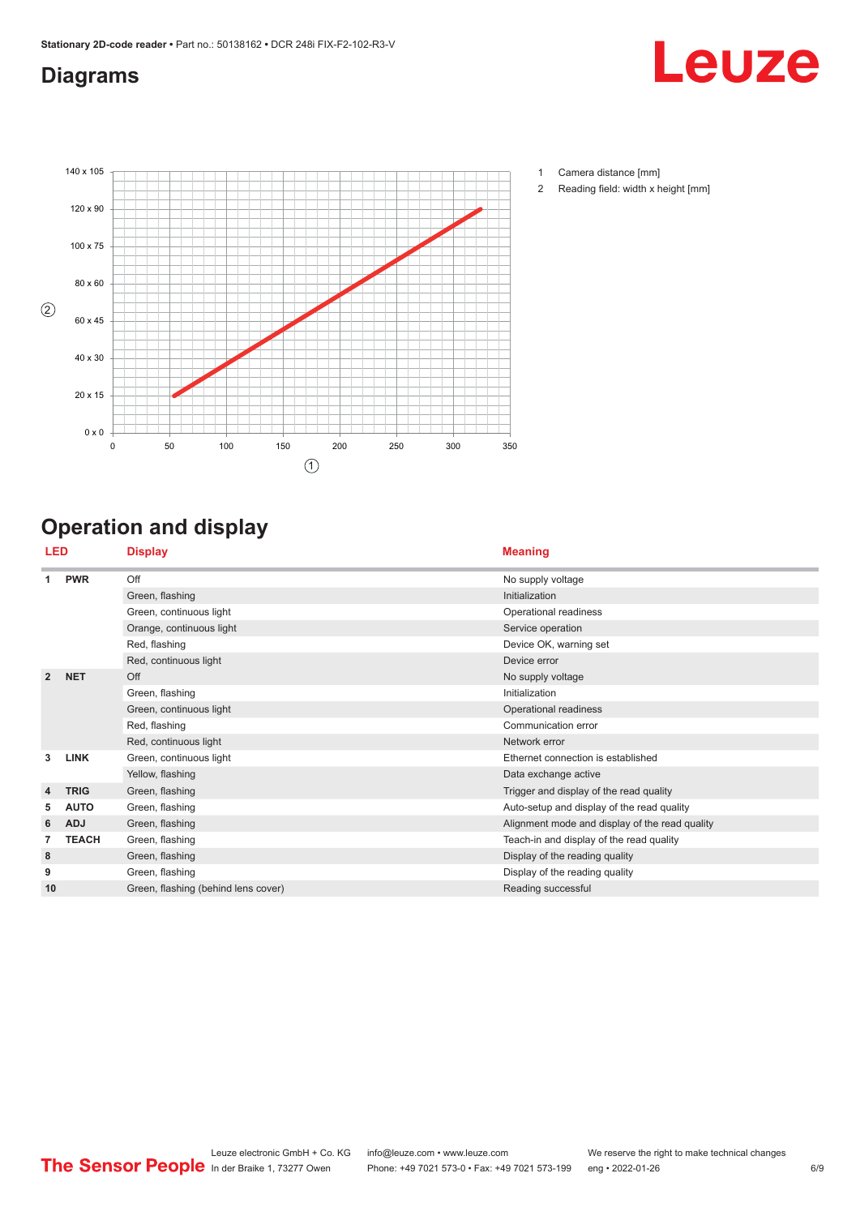## Diagrams

1 Camera distance [mm]

2 Reading field: width x height [mm]

## Operation and display

| LED | | Display | Meaning |
|---|---|---|---|
| 1 | PWR | Off | No supply voltage |
| | | Green, flashing | Initialization |
| | | Green, continuous light | Operational readiness |
| | | Orange, continuous light | Service operation |
| | | Red, flashing | Device OK, warning set |
| | | Red, continuous light | Device error |
| 2 | NET | Off | No supply voltage |
| | | Green, flashing | Initialization |
| | | Green, continuous light | Operational readiness |
| | | Red, flashing | Communication error |
| | | Red, continuous light | Network error |
| 3 | LINK | Green, continuous light | Ethernet connection is established |
| | | Yellow, flashing | Data exchange active |
| 4 | TRIG | Green, flashing | Trigger and display of the read quality |
| 5 | AUTO | Green, flashing | Auto-setup and display of the read quality |
| 6 | ADJ | Green, flashing | Alignment mode and display of the read quality |
| 7 | TEACH | Green, flashing | Teach-in and display of the read quality |
| 8 | | Green, flashing | Display of the reading quality |
| 9 | | Green, flashing | Display of the reading quality |
| 10 | | Green, flashing (behind lens cover) | Reading successful |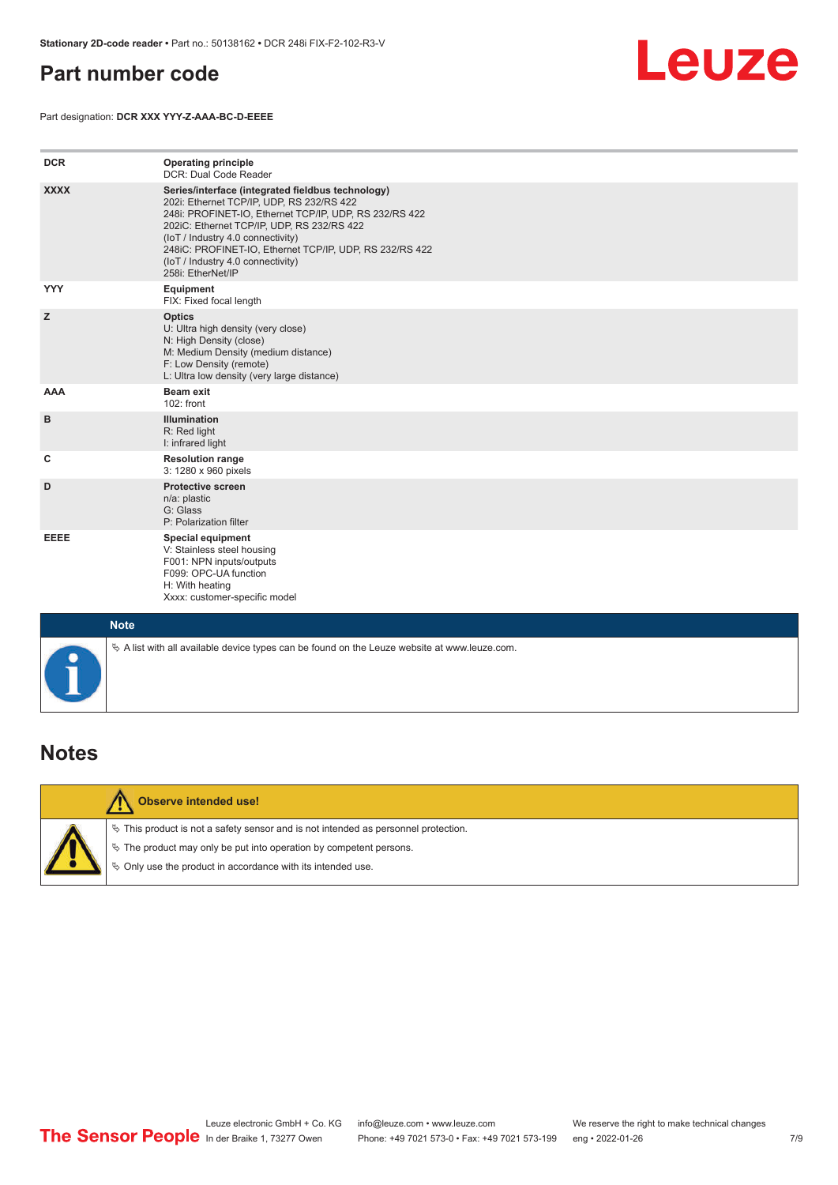## Part number code

Part designation: **DCR XXX YYY-Z-AAA-BC-D-EEEE**

| | |
|---|---|
| **DCR** | **Operating principle**<br>DCR: Dual Code Reader |
| **XXXX** | **Series/interface (integrated fieldbus technology)**<br>202i: Ethernet TCP/IP, UDP, RS 232/RS 422<br>248i: PROFINET-IO, Ethernet TCP/IP, UDP, RS 232/RS 422<br>202iC: Ethernet TCP/IP, UDP, RS 232/RS 422<br>(IoT / Industry 4.0 connectivity)<br>248iC: PROFINET-IO, Ethernet TCP/IP, UDP, RS 232/RS 422<br>(IoT / Industry 4.0 connectivity)<br>258i: EtherNet/IP |
| **YYY** | **Equipment**<br>FIX: Fixed focal length |
| **Z** | **Optics**<br>U: Ultra high density (very close)<br>N: High Density (close)<br>M: Medium Density (medium distance)<br>F: Low Density (remote)<br>L: Ultra low density (very large distance) |
| **AAA** | **Beam exit**<br>102: front |
| **B** | **Illumination**<br>R: Red light<br>I: infrared light |
| **C** | **Resolution range**<br>3: 1280 x 960 pixels |
| **D** | **Protective screen**<br>n/a: plastic<br>G: Glass<br>P: Polarization filter |
| **EEEE** | **Special equipment**<br>V: Stainless steel housing<br>F001: NPN inputs/outputs<br>F099: OPC-UA function<br>H: With heating<br>Xxxx: customer-specific model |

**Note**

- A list with all available device types can be found on the Leuze website at www.leuze.com.

## Notes

**Observe intended use!**

- This product is not a safety sensor and is not intended as personnel protection.
- The product may only be put into operation by competent persons.
- Only use the product in accordance with its intended use.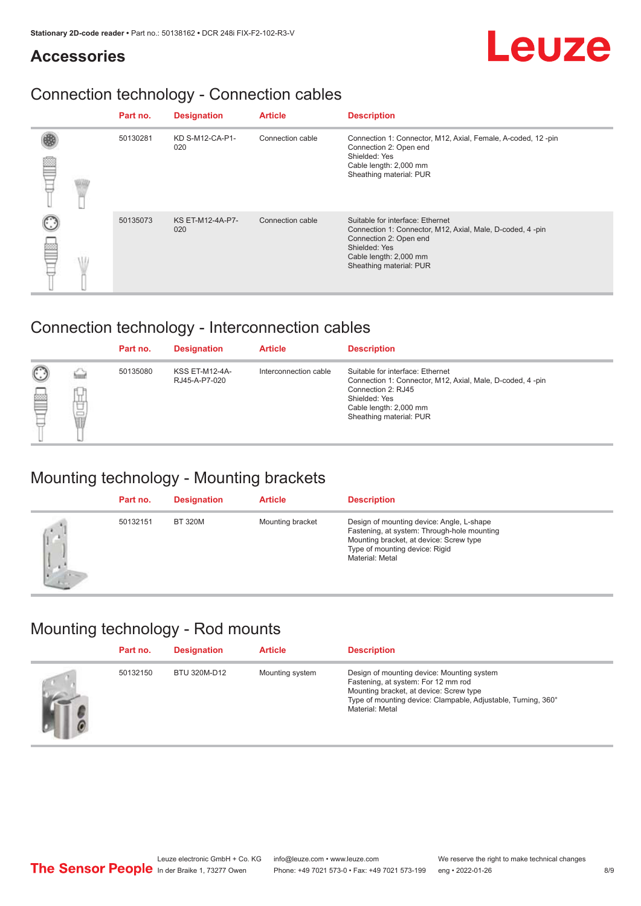## Accessories

## Connection technology - Connection cables

| Part no. | Designation | Article | Description |
|---|---|---|---|
| 50130281 | KD S-M12-CA-P1-020 | Connection cable | Connection 1: Connector, M12, Axial, Female, A-coded, 12 -pin<br>Connection 2: Open end<br>Shielded: Yes<br>Cable length: 2,000 mm<br>Sheathing material: PUR |
| 50135073 | KS ET-M12-4A-P7-020 | Connection cable | Suitable for interface: Ethernet<br>Connection 1: Connector, M12, Axial, Male, D-coded, 4 -pin<br>Connection 2: Open end<br>Shielded: Yes<br>Cable length: 2,000 mm<br>Sheathing material: PUR |

## Connection technology - Interconnection cables

| Part no. | Designation | Article | Description |
|---|---|---|---|
| 50135080 | KSS ET-M12-4A-RJ45-A-P7-020 | Interconnection cable | Suitable for interface: Ethernet<br>Connection 1: Connector, M12, Axial, Male, D-coded, 4 -pin<br>Connection 2: RJ45<br>Shielded: Yes<br>Cable length: 2,000 mm<br>Sheathing material: PUR |

## Mounting technology - Mounting brackets

| Part no. | Designation | Article | Description |
|---|---|---|---|
| 50132151 | BT 320M | Mounting bracket | Design of mounting device: Angle, L-shape<br>Fastening, at system: Through-hole mounting<br>Mounting bracket, at device: Screw type<br>Type of mounting device: Rigid<br>Material: Metal |

## Mounting technology - Rod mounts

| Part no. | Designation | Article | Description |
|---|---|---|---|
| 50132150 | BTU 320M-D12 | Mounting system | Design of mounting device: Mounting system<br>Fastening, at system: For 12 mm rod<br>Mounting bracket, at device: Screw type<br>Type of mounting device: Clampable, Adjustable, Turning, 360°<br>Material: Metal |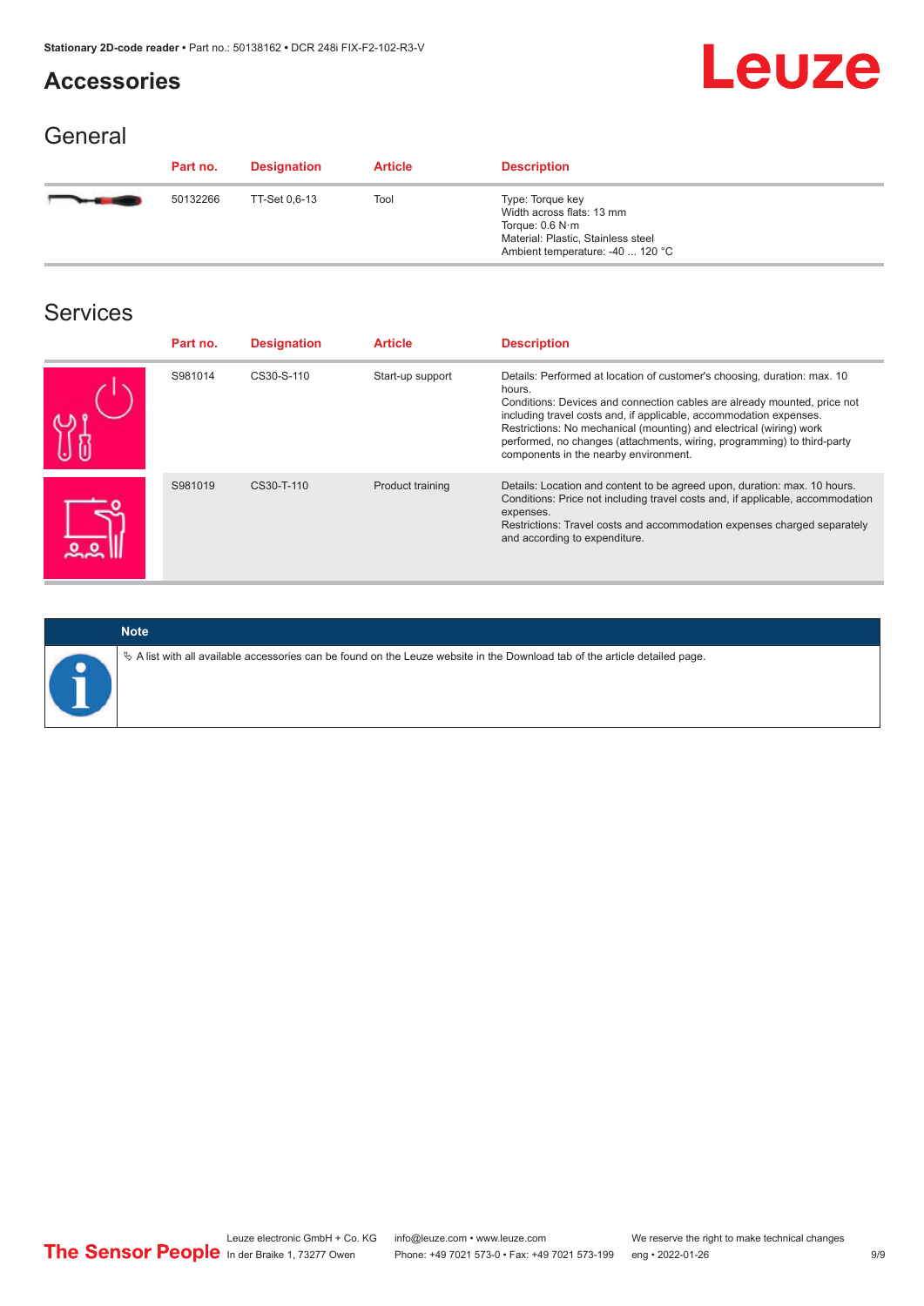# Accessories

## General

| | Part no. | Designation | Article | Description |
|---|---|---|---|---|
| | 50132266 | TT-Set 0,6-13 | Tool | Type: Torque key<br>Width across flats: 13 mm<br>Torque: 0.6 N·m<br>Material: Plastic, Stainless steel<br>Ambient temperature: -40 ... 120 °C |

## Services

| | Part no. | Designation | Article | Description |
|---|---|---|---|---|
| | S981014 | CS30-S-110 | Start-up support | Details: Performed at location of customer's choosing, duration: max. 10 hours.<br>Conditions: Devices and connection cables are already mounted, price not including travel costs and, if applicable, accommodation expenses.<br>Restrictions: No mechanical (mounting) and electrical (wiring) work performed, no changes (attachments, wiring, programming) to third-party components in the nearby environment. |
| | S981019 | CS30-T-110 | Product training | Details: Location and content to be agreed upon, duration: max. 10 hours.<br>Conditions: Price not including travel costs and, if applicable, accommodation expenses.<br>Restrictions: Travel costs and accommodation expenses charged separately and according to expenditure. |

**Note**

- A list with all available accessories can be found on the Leuze website in the Download tab of the article detailed page.